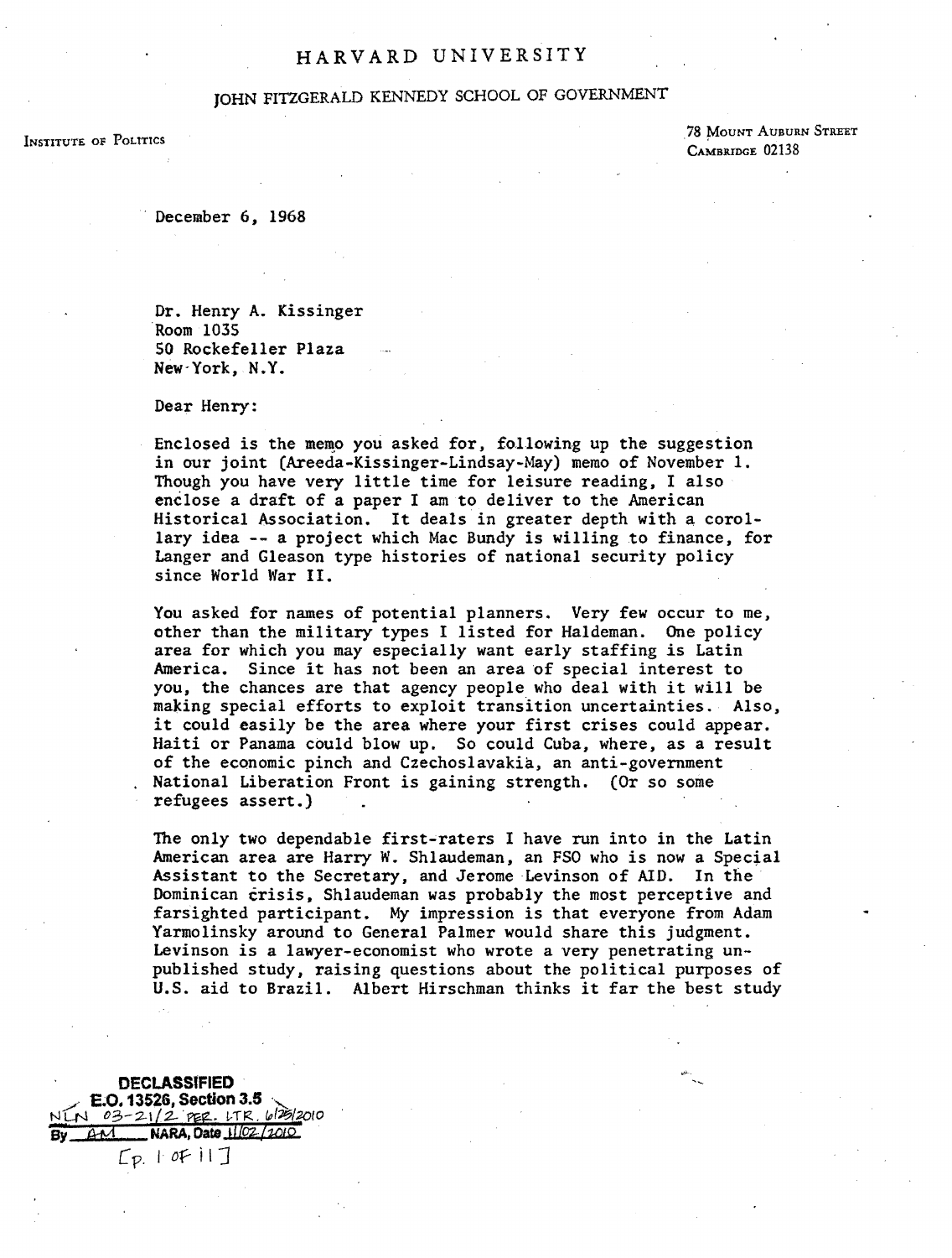# HARVARD UNIVERSITY

## JOHN FITZGERALD KENNEDY SCHOOL OF GOVERNMENT

INSTITUTE OF POLITICS

78 MOUNT AUBURN STREET
CAMBRIDGE 02138

December 6, 1968

Dr. Henry A. Kissinger
Room 1035
50 Rockefeller Plaza
New York, N.Y.

Dear Henry:

Enclosed is the memo you asked for, following up the suggestion in our joint (Areeda-Kissinger-Lindsay-May) memo of November 1. Though you have very little time for leisure reading, I also enclose a draft of a paper I am to deliver to the American Historical Association. It deals in greater depth with a corollary idea -- a project which Mac Bundy is willing to finance, for Langer and Gleason type histories of national security policy since World War II.

You asked for names of potential planners. Very few occur to me, other than the military types I listed for Haldeman. One policy area for which you may especially want early staffing is Latin America. Since it has not been an area of special interest to you, the chances are that agency people who deal with it will be making special efforts to exploit transition uncertainties. Also, it could easily be the area where your first crises could appear. Haiti or Panama could blow up. So could Cuba, where, as a result of the economic pinch and Czechoslovakia, an anti-government National Liberation Front is gaining strength. (Or so some refugees assert.)

The only two dependable first-raters I have run into in the Latin American area are Harry W. Shlaudeman, an FSO who is now a Special Assistant to the Secretary, and Jerome Levinson of AID. In the Dominican crisis, Shlaudeman was probably the most perceptive and farsighted participant. My impression is that everyone from Adam Yarmolinsky around to General Palmer would share this judgment. Levinson is a lawyer-economist who wrote a very penetrating unpublished study, raising questions about the political purposes of U.S. aid to Brazil. Albert Hirschman thinks it far the best study

DECLASSIFIED
E.O. 13526, Section 3.5
NLN 03-21/2 PER. LTR. 6/25/2010
By AM NARA, Date 11/02/2010
[p. 1 of 11]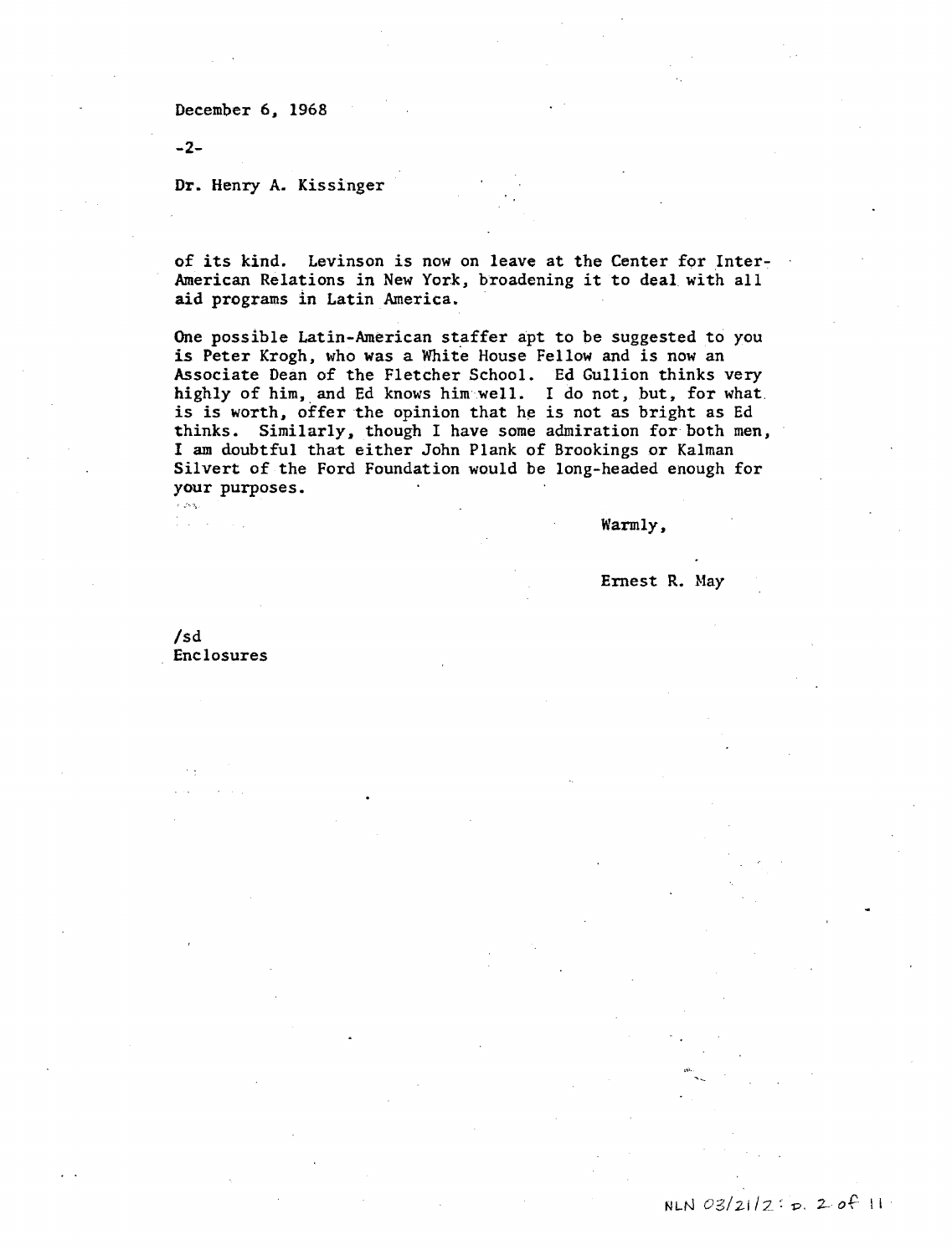December 6, 1968

Dr. Henry A. Kissinger

of its kind. Levinson is now on leave at the Center for Inter-American Relations in New York, broadening it to deal with all aid programs in Latin America.

One possible Latin-American staffer apt to be suggested to you is Peter Krogh, who was a White House Fellow and is now an Associate Dean of the Fletcher School. Ed Gullion thinks very highly of him, and Ed knows him well. I do not, but, for what is is worth, offer the opinion that he is not as bright as Ed thinks. Similarly, though I have some admiration for both men, I am doubtful that either John Plank of Brookings or Kalman Silvert of the Ford Foundation would be long-headed enough for your purposes.

Warmly,

Ernest R. May

/sd
Enclosures

NLN 03/21/2: p. 2 of 11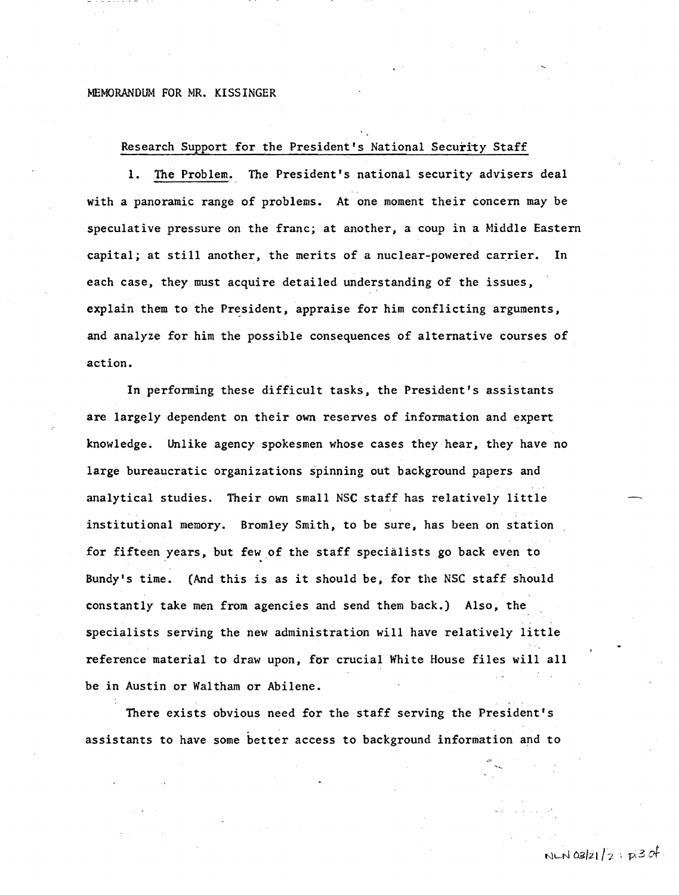MEMORANDUM FOR MR. KISSINGER

Research Support for the President's National Security Staff

1. The Problem. The President's national security advisers deal with a panoramic range of problems. At one moment their concern may be speculative pressure on the franc; at another, a coup in a Middle Eastern capital; at still another, the merits of a nuclear-powered carrier. In each case, they must acquire detailed understanding of the issues, explain them to the President, appraise for him conflicting arguments, and analyze for him the possible consequences of alternative courses of action.

In performing these difficult tasks, the President's assistants are largely dependent on their own reserves of information and expert knowledge. Unlike agency spokesmen whose cases they hear, they have no large bureaucratic organizations spinning out background papers and analytical studies. Their own small NSC staff has relatively little institutional memory. Bromley Smith, to be sure, has been on station for fifteen years, but few of the staff specialists go back even to Bundy's time. (And this is as it should be, for the NSC staff should constantly take men from agencies and send them back.) Also, the specialists serving the new administration will have relatively little reference material to draw upon, for crucial White House files will all be in Austin or Waltham or Abilene.

There exists obvious need for the staff serving the President's assistants to have some better access to background information and to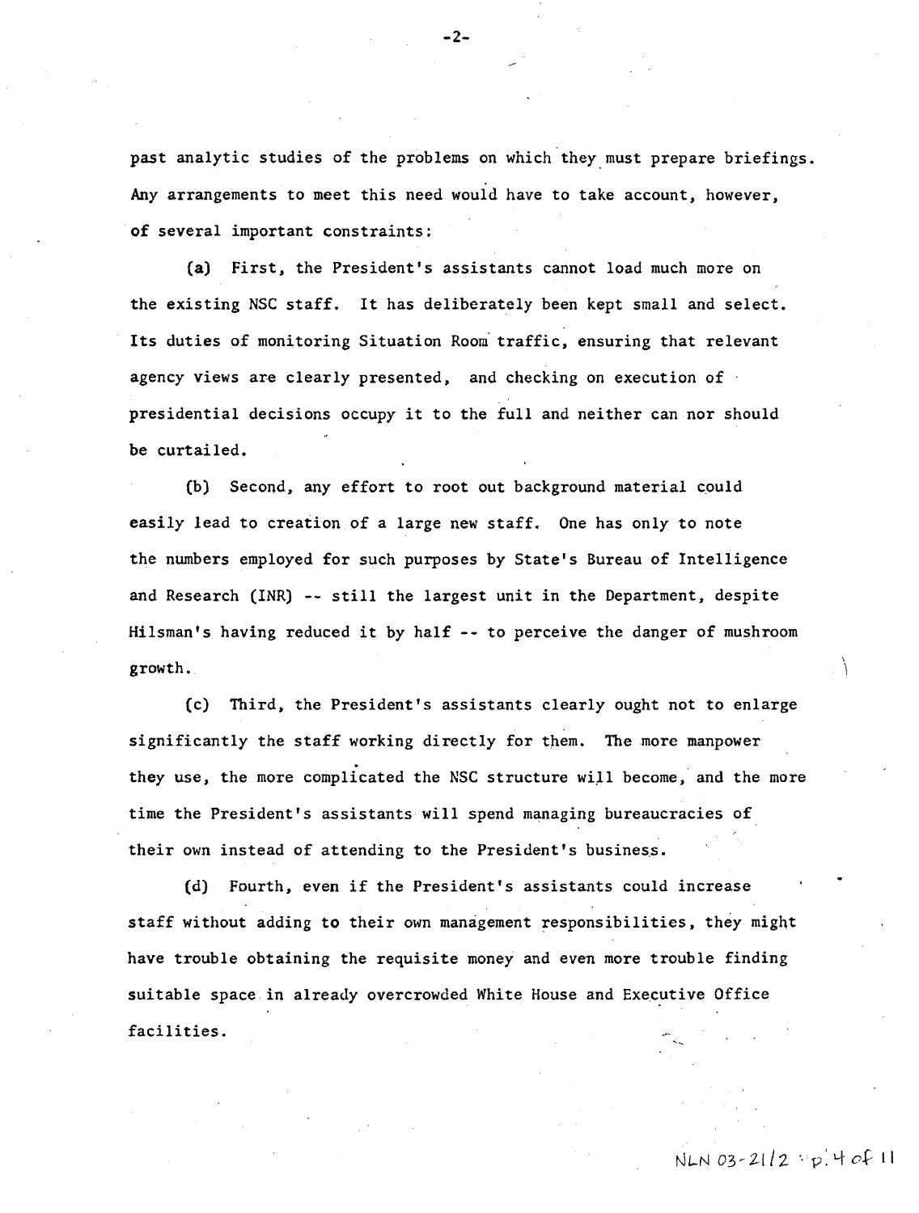past analytic studies of the problems on which they must prepare briefings. Any arrangements to meet this need would have to take account, however, of several important constraints:

(a) First, the President's assistants cannot load much more on the existing NSC staff. It has deliberately been kept small and select. Its duties of monitoring Situation Room traffic, ensuring that relevant agency views are clearly presented, and checking on execution of presidential decisions occupy it to the full and neither can nor should be curtailed.

(b) Second, any effort to root out background material could easily lead to creation of a large new staff. One has only to note the numbers employed for such purposes by State's Bureau of Intelligence and Research (INR) -- still the largest unit in the Department, despite Hilsman's having reduced it by half -- to perceive the danger of mushroom growth.

(c) Third, the President's assistants clearly ought not to enlarge significantly the staff working directly for them. The more manpower they use, the more complicated the NSC structure will become, and the more time the President's assistants will spend managing bureaucracies of their own instead of attending to the President's business.

(d) Fourth, even if the President's assistants could increase staff without adding to their own management responsibilities, they might have trouble obtaining the requisite money and even more trouble finding suitable space in already overcrowded White House and Executive Office facilities.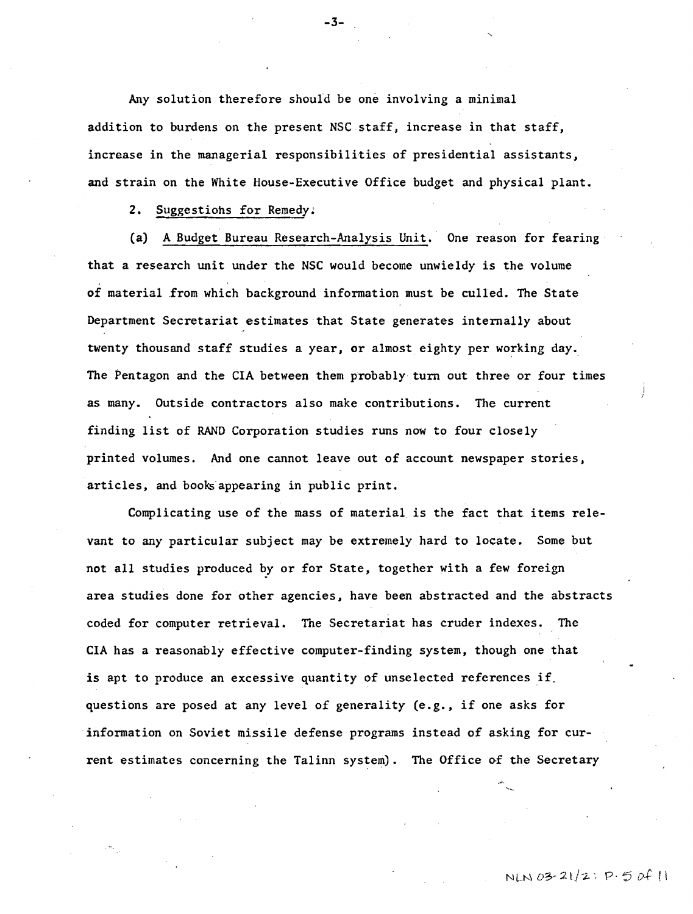Any solution therefore should be one involving a minimal addition to burdens on the present NSC staff, increase in that staff, increase in the managerial responsibilities of presidential assistants, and strain on the White House-Executive Office budget and physical plant.

2. Suggestions for Remedy.

(a) A Budget Bureau Research-Analysis Unit. One reason for fearing that a research unit under the NSC would become unwieldy is the volume of material from which background information must be culled. The State Department Secretariat estimates that State generates internally about twenty thousand staff studies a year, or almost eighty per working day. The Pentagon and the CIA between them probably turn out three or four times as many. Outside contractors also make contributions. The current finding list of RAND Corporation studies runs now to four closely printed volumes. And one cannot leave out of account newspaper stories, articles, and books appearing in public print.

Complicating use of the mass of material is the fact that items relevant to any particular subject may be extremely hard to locate. Some but not all studies produced by or for State, together with a few foreign area studies done for other agencies, have been abstracted and the abstracts coded for computer retrieval. The Secretariat has cruder indexes. The CIA has a reasonably effective computer-finding system, though one that is apt to produce an excessive quantity of unselected references if questions are posed at any level of generality (e.g., if one asks for information on Soviet missile defense programs instead of asking for current estimates concerning the Talinn system). The Office of the Secretary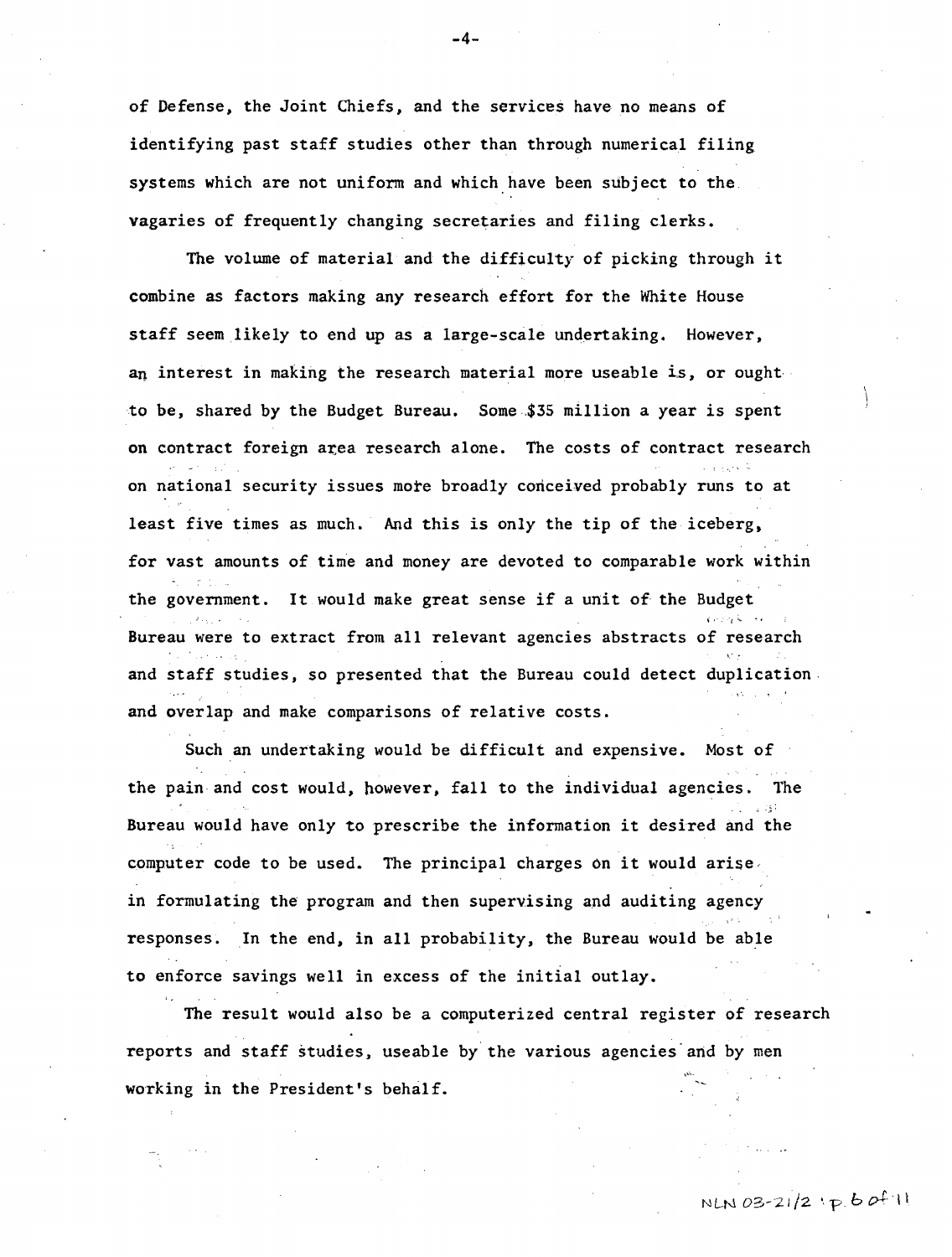of Defense, the Joint Chiefs, and the services have no means of identifying past staff studies other than through numerical filing systems which are not uniform and which have been subject to the vagaries of frequently changing secretaries and filing clerks.

The volume of material and the difficulty of picking through it combine as factors making any research effort for the White House staff seem likely to end up as a large-scale undertaking. However, an interest in making the research material more useable is, or ought to be, shared by the Budget Bureau. Some $35 million a year is spent on contract foreign area research alone. The costs of contract research on national security issues more broadly conceived probably runs to at least five times as much. And this is only the tip of the iceberg, for vast amounts of time and money are devoted to comparable work within the government. It would make great sense if a unit of the Budget Bureau were to extract from all relevant agencies abstracts of research and staff studies, so presented that the Bureau could detect duplication and overlap and make comparisons of relative costs.

Such an undertaking would be difficult and expensive. Most of the pain and cost would, however, fall to the individual agencies. The Bureau would have only to prescribe the information it desired and the computer code to be used. The principal charges on it would arise in formulating the program and then supervising and auditing agency responses. In the end, in all probability, the Bureau would be able to enforce savings well in excess of the initial outlay.

The result would also be a computerized central register of research reports and staff studies, useable by the various agencies and by men working in the President's behalf.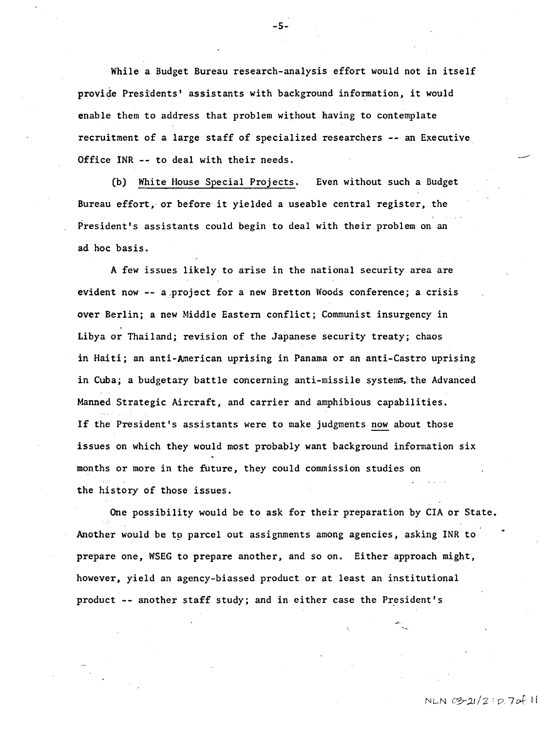While a Budget Bureau research-analysis effort would not in itself provide Presidents' assistants with background information, it would enable them to address that problem without having to contemplate recruitment of a large staff of specialized researchers -- an Executive Office INR -- to deal with their needs.

(b) White House Special Projects. Even without such a Budget Bureau effort, or before it yielded a useable central register, the President's assistants could begin to deal with their problem on an ad hoc basis.

A few issues likely to arise in the national security area are evident now -- a project for a new Bretton Woods conference; a crisis over Berlin; a new Middle Eastern conflict; Communist insurgency in Libya or Thailand; revision of the Japanese security treaty; chaos in Haiti; an anti-American uprising in Panama or an anti-Castro uprising in Cuba; a budgetary battle concerning anti-missile systems, the Advanced Manned Strategic Aircraft, and carrier and amphibious capabilities. If the President's assistants were to make judgments now about those issues on which they would most probably want background information six months or more in the future, they could commission studies on the history of those issues.

One possibility would be to ask for their preparation by CIA or State. Another would be to parcel out assignments among agencies, asking INR to prepare one, WSEG to prepare another, and so on. Either approach might, however, yield an agency-biassed product or at least an institutional product -- another staff study; and in either case the President's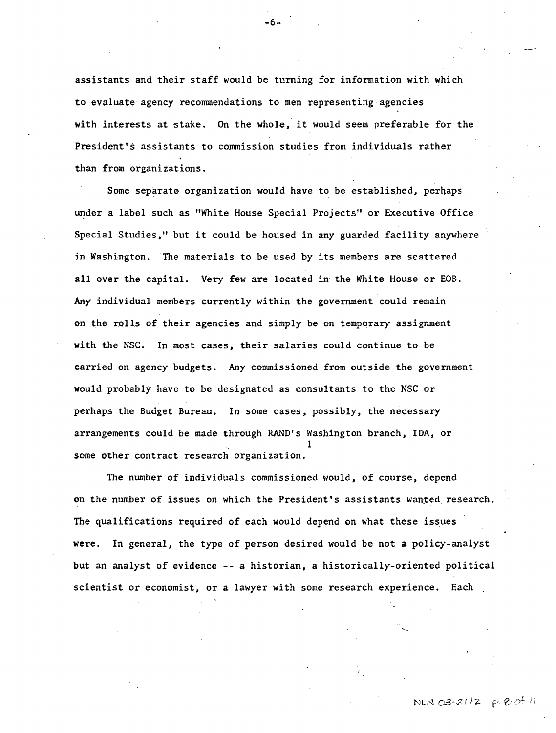assistants and their staff would be turning for information with which to evaluate agency recommendations to men representing agencies with interests at stake. On the whole, it would seem preferable for the President's assistants to commission studies from individuals rather than from organizations.

Some separate organization would have to be established, perhaps under a label such as "White House Special Projects" or Executive Office Special Studies," but it could be housed in any guarded facility anywhere in Washington. The materials to be used by its members are scattered all over the capital. Very few are located in the White House or EOB. Any individual members currently within the government could remain on the rolls of their agencies and simply be on temporary assignment with the NSC. In most cases, their salaries could continue to be carried on agency budgets. Any commissioned from outside the government would probably have to be designated as consultants to the NSC or perhaps the Budget Bureau. In some cases, possibly, the necessary arrangements could be made through RAND's Washington branch, IDA, or some other contract research organization.[1]

The number of individuals commissioned would, of course, depend on the number of issues on which the President's assistants wanted research. The qualifications required of each would depend on what these issues were. In general, the type of person desired would be not a policy-analyst but an analyst of evidence -- a historian, a historically-oriented political scientist or economist, or a lawyer with some research experience. Each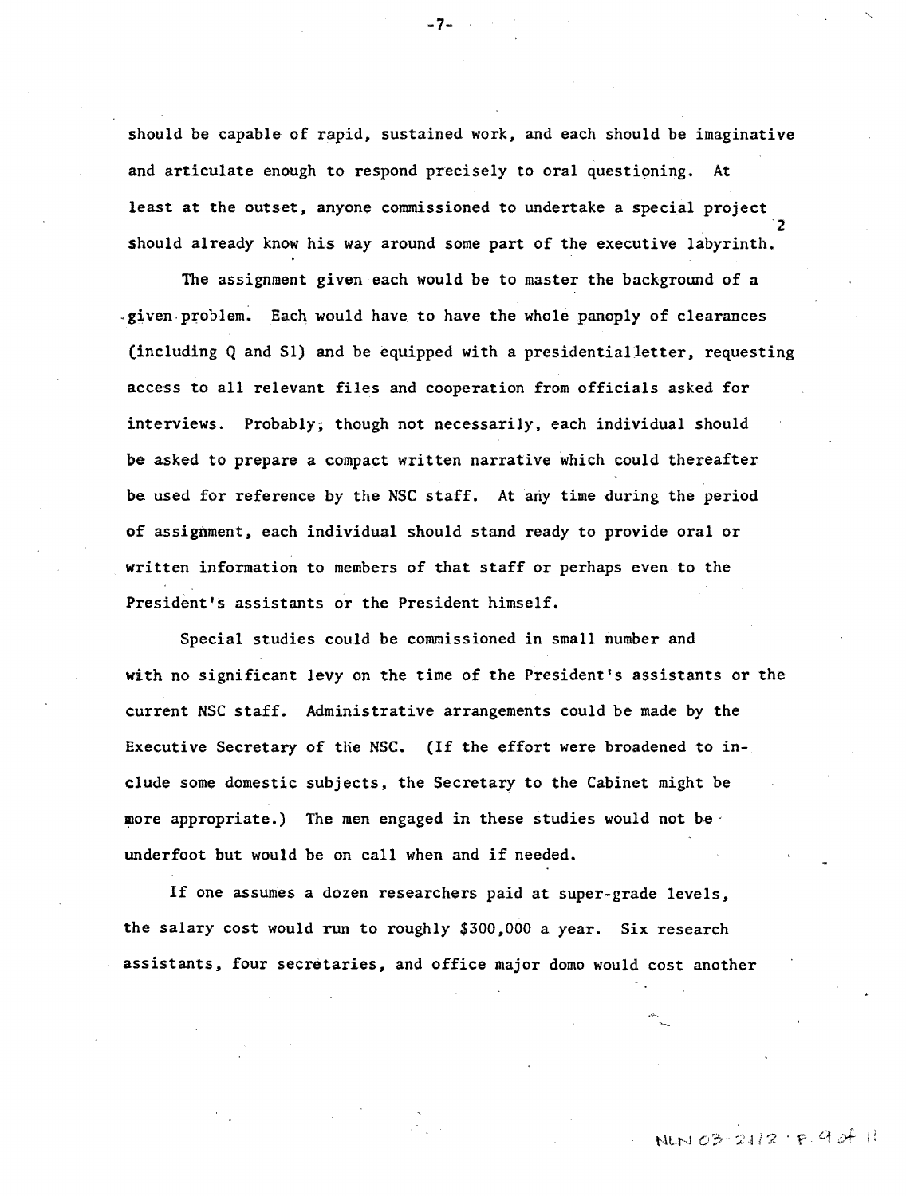should be capable of rapid, sustained work, and each should be imaginative and articulate enough to respond precisely to oral questioning. At least at the outset, anyone commissioned to undertake a special project should already know his way around some part of the executive labyrinth.[2]

The assignment given each would be to master the background of a given problem. Each would have to have the whole panoply of clearances (including Q and SI) and be equipped with a presidential letter, requesting access to all relevant files and cooperation from officials asked for interviews. Probably, though not necessarily, each individual should be asked to prepare a compact written narrative which could thereafter be used for reference by the NSC staff. At any time during the period of assignment, each individual should stand ready to provide oral or written information to members of that staff or perhaps even to the President's assistants or the President himself.

Special studies could be commissioned in small number and with no significant levy on the time of the President's assistants or the current NSC staff. Administrative arrangements could be made by the Executive Secretary of the NSC. (If the effort were broadened to include some domestic subjects, the Secretary to the Cabinet might be more appropriate.) The men engaged in these studies would not be underfoot but would be on call when and if needed.

If one assumes a dozen researchers paid at super-grade levels, the salary cost would run to roughly $300,000 a year. Six research assistants, four secretaries, and office major domo would cost another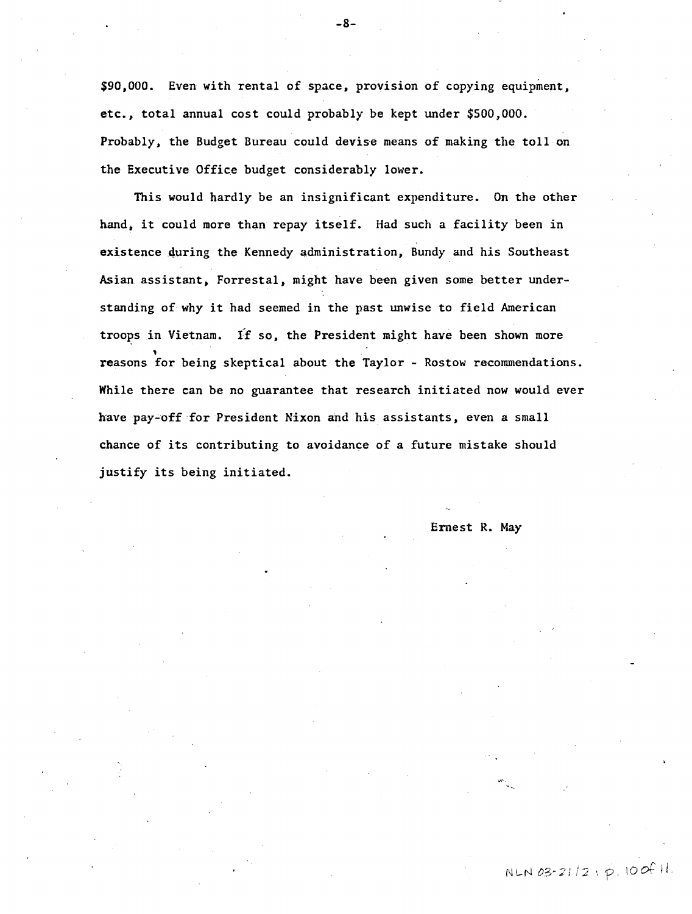$90,000. Even with rental of space, provision of copying equipment, etc., total annual cost could probably be kept under $500,000. Probably, the Budget Bureau could devise means of making the toll on the Executive Office budget considerably lower.

This would hardly be an insignificant expenditure. On the other hand, it could more than repay itself. Had such a facility been in existence during the Kennedy administration, Bundy and his Southeast Asian assistant, Forrestal, might have been given some better understanding of why it had seemed in the past unwise to field American troops in Vietnam. If so, the President might have been shown more reasons for being skeptical about the Taylor - Rostow recommendations. While there can be no guarantee that research initiated now would ever have pay-off for President Nixon and his assistants, even a small chance of its contributing to avoidance of a future mistake should justify its being initiated.

Ernest R. May

NLN 03-21/2 : p. 10 of 11.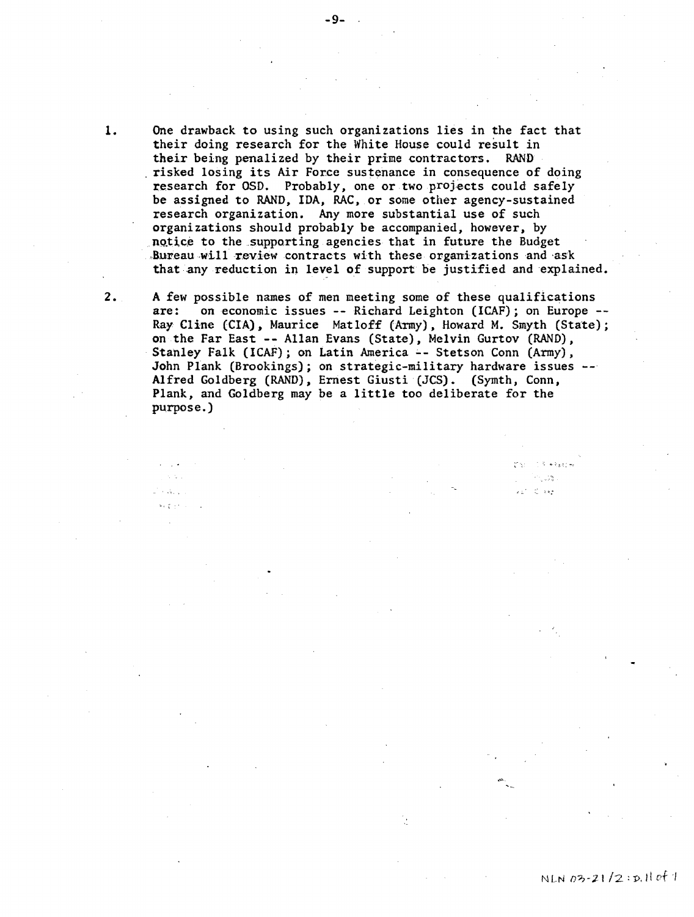1. One drawback to using such organizations lies in the fact that their doing research for the White House could result in their being penalized by their prime contractors. RAND risked losing its Air Force sustenance in consequence of doing research for OSD. Probably, one or two projects could safely be assigned to RAND, IDA, RAC, or some other agency-sustained research organization. Any more substantial use of such organizations should probably be accompanied, however, by notice to the supporting agencies that in future the Budget Bureau will review contracts with these organizations and ask that any reduction in level of support be justified and explained.

2. A few possible names of men meeting some of these qualifications are: on economic issues -- Richard Leighton (ICAF); on Europe -- Ray Cline (CIA), Maurice Matloff (Army), Howard M. Smyth (State); on the Far East -- Allan Evans (State), Melvin Gurtov (RAND), Stanley Falk (ICAF); on Latin America -- Stetson Conn (Army), John Plank (Brookings); on strategic-military hardware issues -- Alfred Goldberg (RAND), Ernest Giusti (JCS). (Symth, Conn, Plank, and Goldberg may be a little too deliberate for the purpose.)

NLN 03-21/2: p.11 of 11